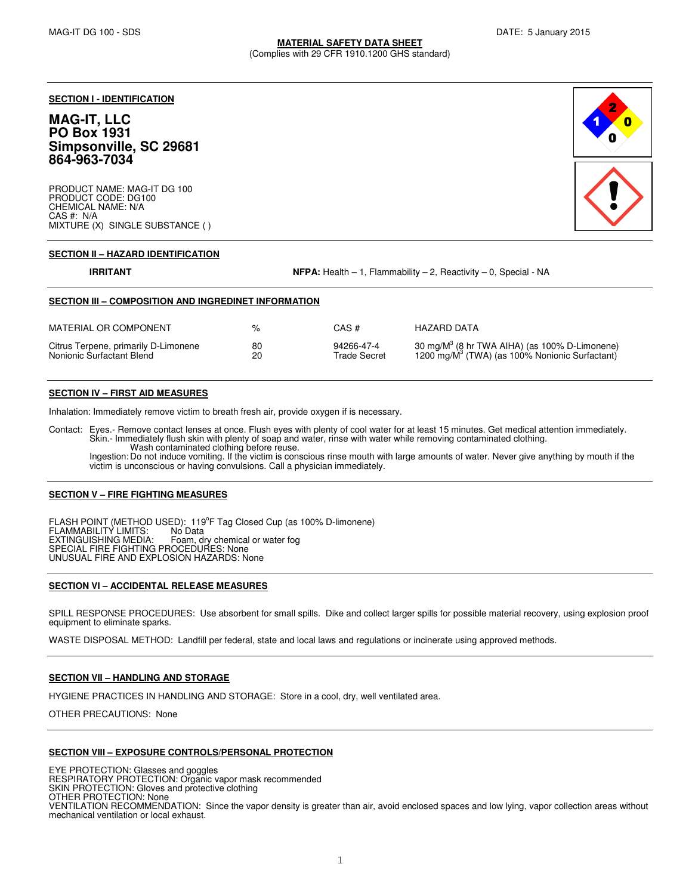**MATERIAL SAFETY DATA SHEET**
(Complies with 29 CFR 1910.1200 GHS standard)

DATE: 5 January 2015

## SECTION I - IDENTIFICATION

**MAG-IT, LLC**
**PO Box 1931**
**Simpsonville, SC 29681**
**864-963-7034**

PRODUCT NAME: MAG-IT DG 100
PRODUCT CODE: DG100
CHEMICAL NAME: N/A
CAS #: N/A
MIXTURE (X) SINGLE SUBSTANCE ( )

## SECTION II – HAZARD IDENTIFICATION

**IRRITANT**

**NFPA:** Health – 1, Flammability – 2, Reactivity – 0, Special - NA

## SECTION III – COMPOSITION AND INGREDINET INFORMATION

| MATERIAL OR COMPONENT | % | CAS # | HAZARD DATA |
|---|---|---|---|
| Citrus Terpene, primarily D-Limonene | 80 | 94266-47-4 | 30 mg/M$^3$ (8 hr TWA AIHA) (as 100% D-Limonene) |
| Nonionic Surfactant Blend | 20 | Trade Secret | 1200 mg/M$^3$ (TWA) (as 100% Nonionic Surfactant) |

## SECTION IV – FIRST AID MEASURES

Inhalation: Immediately remove victim to breath fresh air, provide oxygen if is necessary.

Contact: Eyes.- Remove contact lenses at once. Flush eyes with plenty of cool water for at least 15 minutes. Get medical attention immediately.
Skin.- Immediately flush skin with plenty of soap and water, rinse with water while removing contaminated clothing.
Wash contaminated clothing before reuse.
Ingestion: Do not induce vomiting. If the victim is conscious rinse mouth with large amounts of water. Never give anything by mouth if the victim is unconscious or having convulsions. Call a physician immediately.

## SECTION V – FIRE FIGHTING MEASURES

FLASH POINT (METHOD USED): 119°F Tag Closed Cup (as 100% D-limonene)
FLAMMABILITY LIMITS: No Data
EXTINGUISHING MEDIA: Foam, dry chemical or water fog
SPECIAL FIRE FIGHTING PROCEDURES: None
UNUSUAL FIRE AND EXPLOSION HAZARDS: None

## SECTION VI – ACCIDENTAL RELEASE MEASURES

SPILL RESPONSE PROCEDURES: Use absorbent for small spills. Dike and collect larger spills for possible material recovery, using explosion proof equipment to eliminate sparks.

WASTE DISPOSAL METHOD: Landfill per federal, state and local laws and regulations or incinerate using approved methods.

## SECTION VII – HANDLING AND STORAGE

HYGIENE PRACTICES IN HANDLING AND STORAGE: Store in a cool, dry, well ventilated area.

OTHER PRECAUTIONS: None

## SECTION VIII – EXPOSURE CONTROLS/PERSONAL PROTECTION

EYE PROTECTION: Glasses and goggles
RESPIRATORY PROTECTION: Organic vapor mask recommended
SKIN PROTECTION: Gloves and protective clothing
OTHER PROTECTION: None
VENTILATION RECOMMENDATION: Since the vapor density is greater than air, avoid enclosed spaces and low lying, vapor collection areas without mechanical ventilation or local exhaust.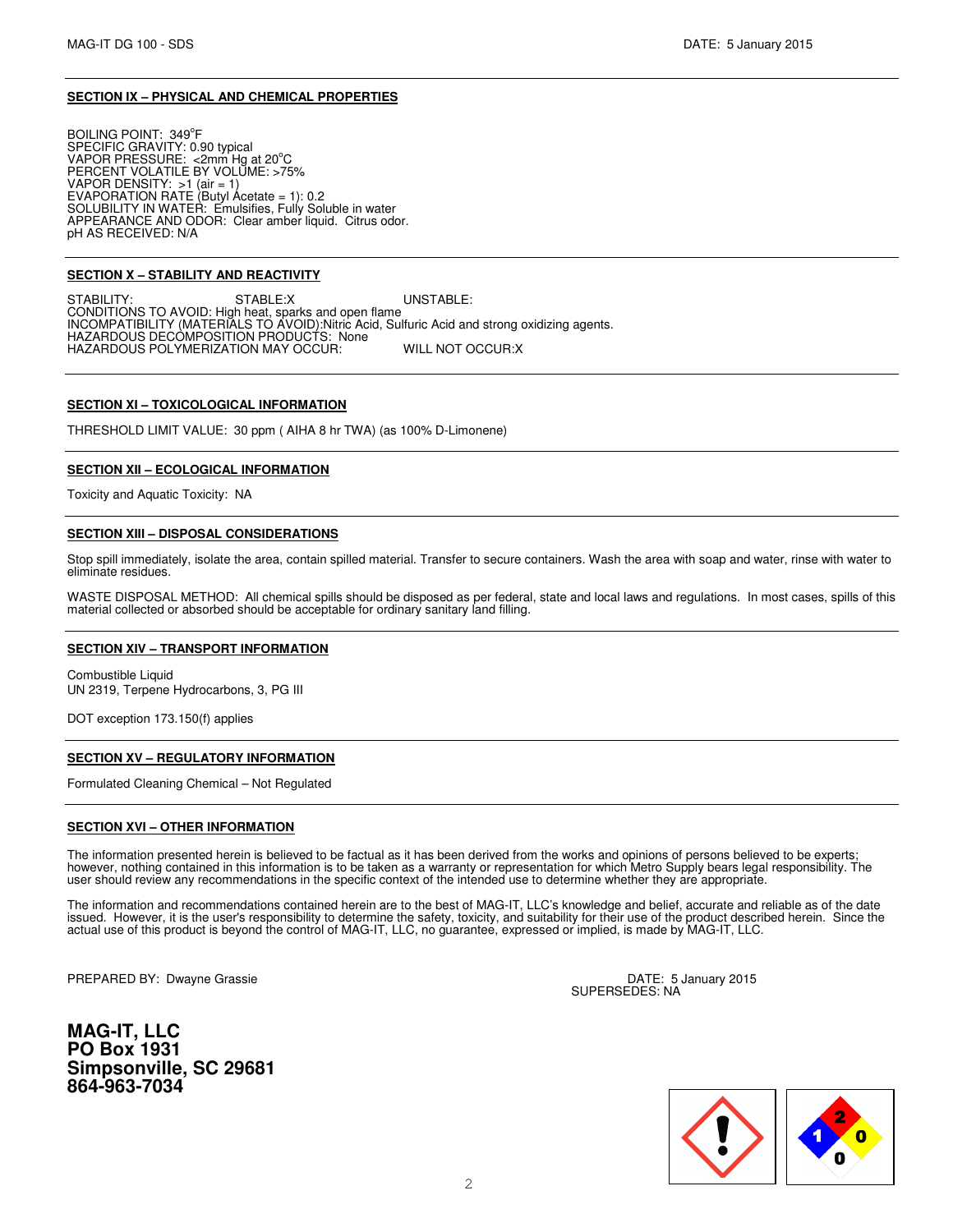## SECTION IX – PHYSICAL AND CHEMICAL PROPERTIES

BOILING POINT: 349°F
SPECIFIC GRAVITY: 0.90 typical
VAPOR PRESSURE: <2mm Hg at 20°C
PERCENT VOLATILE BY VOLUME: >75%
VAPOR DENSITY: >1 (air = 1)
EVAPORATION RATE (Butyl Acetate = 1): 0.2
SOLUBILITY IN WATER: Emulsifies, Fully Soluble in water
APPEARANCE AND ODOR: Clear amber liquid. Citrus odor.
pH AS RECEIVED: N/A

## SECTION X – STABILITY AND REACTIVITY

STABILITY: STABLE:X UNSTABLE:
CONDITIONS TO AVOID: High heat, sparks and open flame
INCOMPATIBILITY (MATERIALS TO AVOID):Nitric Acid, Sulfuric Acid and strong oxidizing agents.
HAZARDOUS DECOMPOSITION PRODUCTS: None
HAZARDOUS POLYMERIZATION MAY OCCUR: WILL NOT OCCUR:X

## SECTION XI – TOXICOLOGICAL INFORMATION

THRESHOLD LIMIT VALUE: 30 ppm ( AIHA 8 hr TWA) (as 100% D-Limonene)

## SECTION XII – ECOLOGICAL INFORMATION

Toxicity and Aquatic Toxicity: NA

## SECTION XIII – DISPOSAL CONSIDERATIONS

Stop spill immediately, isolate the area, contain spilled material. Transfer to secure containers. Wash the area with soap and water, rinse with water to eliminate residues.

WASTE DISPOSAL METHOD: All chemical spills should be disposed as per federal, state and local laws and regulations. In most cases, spills of this material collected or absorbed should be acceptable for ordinary sanitary land filling.

## SECTION XIV – TRANSPORT INFORMATION

Combustible Liquid
UN 2319, Terpene Hydrocarbons, 3, PG III

DOT exception 173.150(f) applies

## SECTION XV – REGULATORY INFORMATION

Formulated Cleaning Chemical – Not Regulated

## SECTION XVI – OTHER INFORMATION

The information presented herein is believed to be factual as it has been derived from the works and opinions of persons believed to be experts; however, nothing contained in this information is to be taken as a warranty or representation for which Metro Supply bears legal responsibility. The user should review any recommendations in the specific context of the intended use to determine whether they are appropriate.

The information and recommendations contained herein are to the best of MAG-IT, LLC's knowledge and belief, accurate and reliable as of the date issued. However, it is the user's responsibility to determine the safety, toxicity, and suitability for their use of the product described herein. Since the actual use of this product is beyond the control of MAG-IT, LLC, no guarantee, expressed or implied, is made by MAG-IT, LLC.

PREPARED BY: Dwayne Grassie

DATE: 5 January 2015
SUPERSEDES: NA

**MAG-IT, LLC**
**PO Box 1931**
**Simpsonville, SC 29681**
**864-963-7034**

2
1
0
0